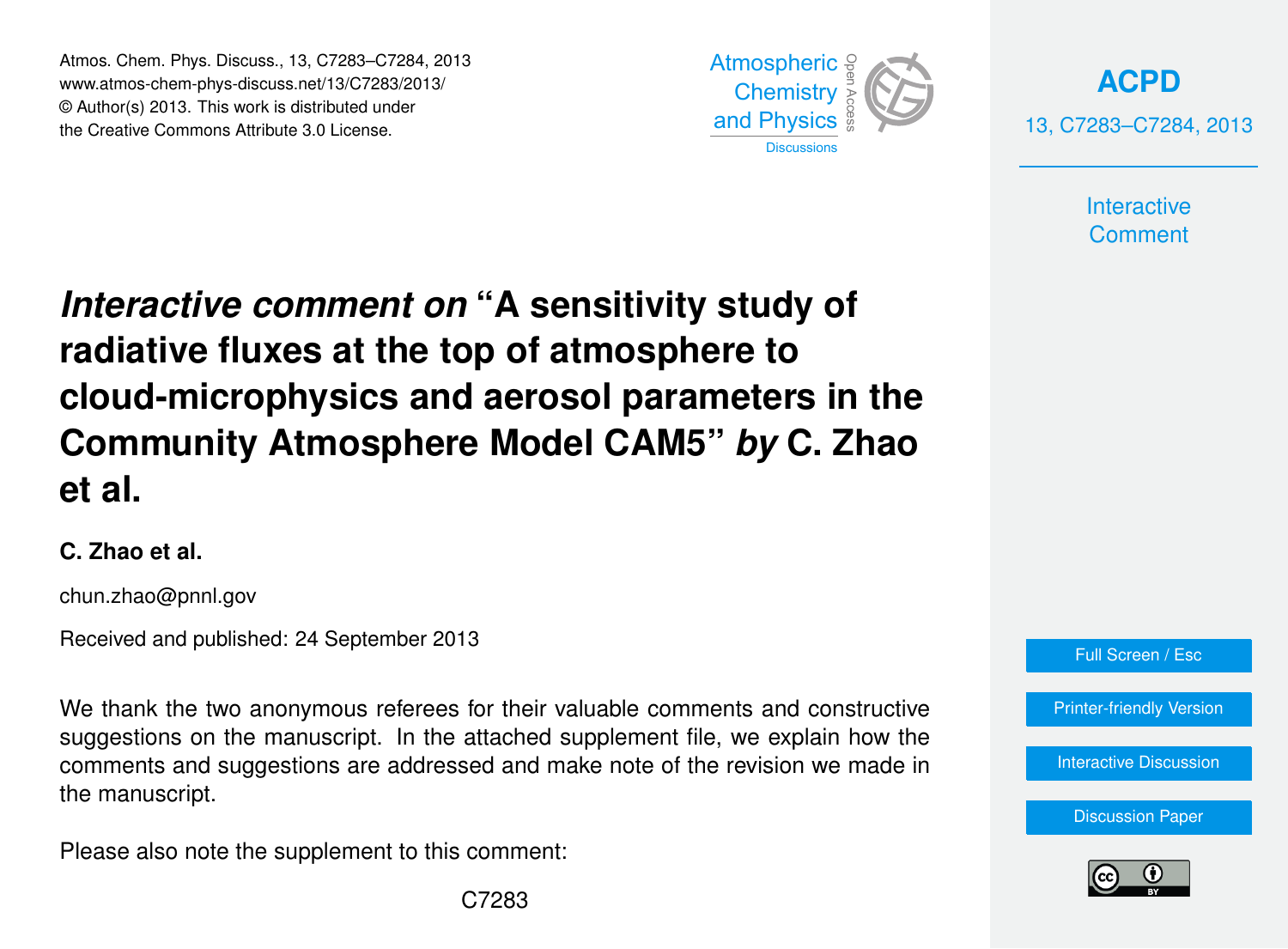# *Interactive comment on* "A sensitivity study of radiative fluxes at the top of atmosphere to cloud-microphysics and aerosol parameters in the Community Atmosphere Model CAM5" *by* C. Zhao et al.

**C. Zhao et al.**

chun.zhao@pnnl.gov

Received and published: 24 September 2013

We thank the two anonymous referees for their valuable comments and constructive suggestions on the manuscript. In the attached supplement file, we explain how the comments and suggestions are addressed and make note of the revision we made in the manuscript.

Please also note the supplement to this comment: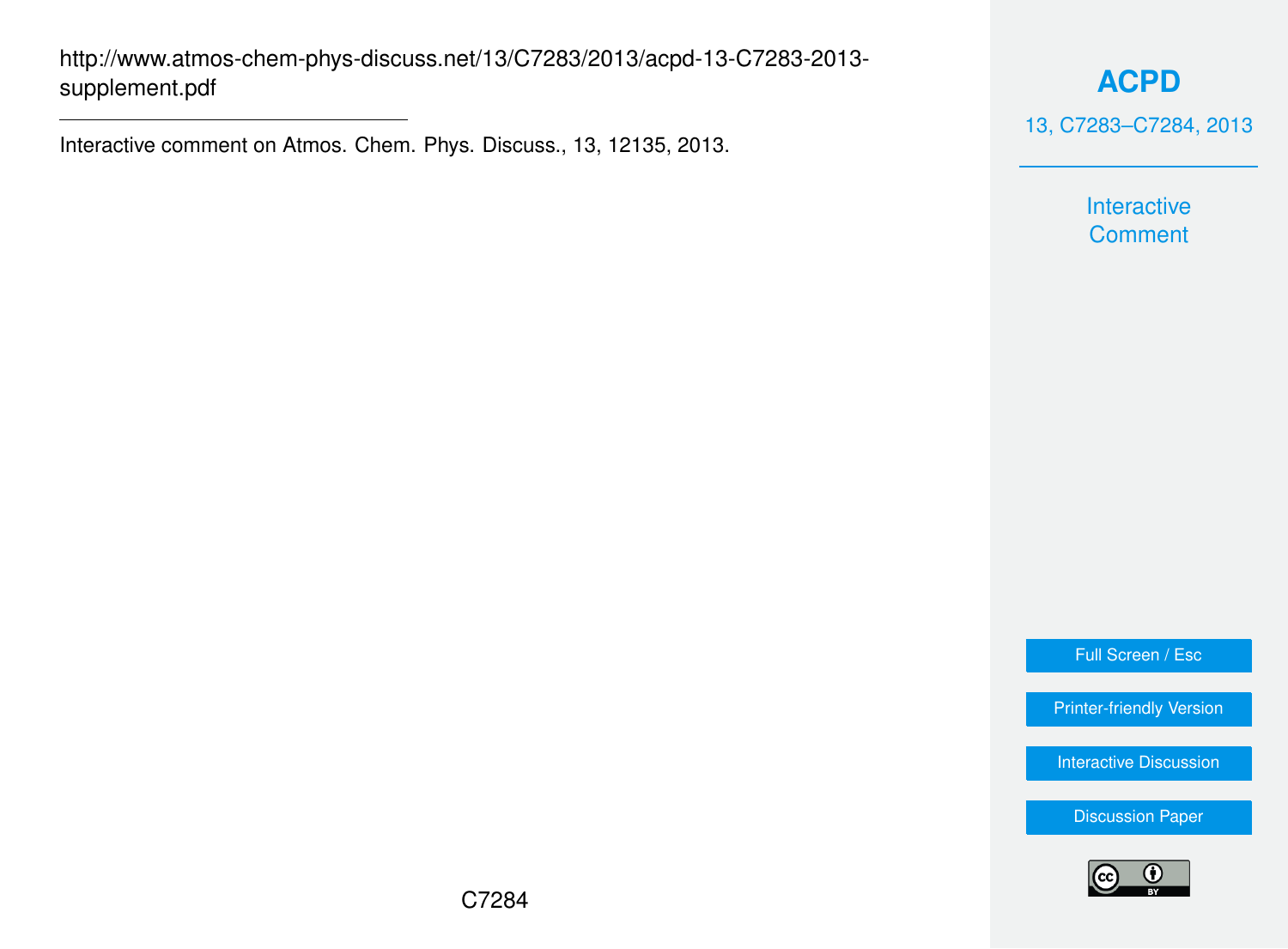http://www.atmos-chem-phys-discuss.net/13/C7283/2013/acpd-13-C7283-2013-supplement.pdf

---

Interactive comment on Atmos. Chem. Phys. Discuss., 13, 12135, 2013.